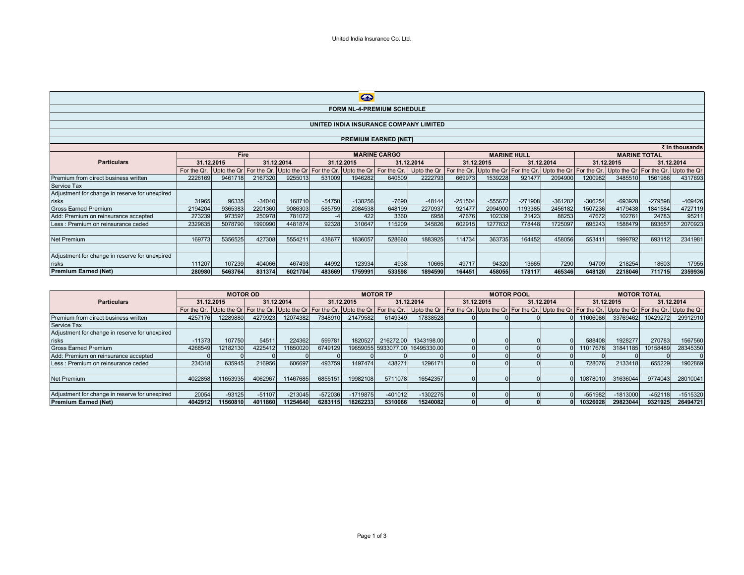United India Insurance Co. Ltd.

## FORM NL-4-PREMIUM SCHEDULE

### UNITED INDIA INSURANCE COMPANY LIMITED

### PREMIUM EARNED [NET]

₹ in thousands

| Particulars | Fire | | | | MARINE CARGO | | | | MARINE HULL | | | | MARINE TOTAL | | | |
|---|---|---|---|---|---|---|---|---|---|---|---|---|---|---|---|---|
| | 31.12.2015 | | 31.12.2014 | | 31.12.2015 | | 31.12.2014 | | 31.12.2015 | | 31.12.2014 | | 31.12.2015 | | 31.12.2014 | |
| | For the Qr. | Upto the Qr | For the Qr. | Upto the Qr | For the Qr. | Upto the Qr | For the Qr. | Upto the Qr | For the Qr. | Upto the Qr | For the Qr. | Upto the Qr | For the Qr. | Upto the Qr | For the Qr. | Upto the Qr |
| Premium from direct business written | 2226169 | 9461718 | 2167320 | 9255013 | 531009 | 1946282 | 640509 | 2222793 | 669973 | 1539228 | 921477 | 2094900 | 1200982 | 3485510 | 1561986 | 4317693 |
| Service Tax | | | | | | | | | | | | | | | | |
| Adjustment for change in reserve for unexpired risks | 31965 | 96335 | -34040 | 168710 | -54750 | -138256 | -7690 | -48144 | -251504 | -555672 | -271908 | -361282 | -306254 | -693928 | -279598 | -409426 |
| Gross Earned Premium | 2194204 | 9365383 | 2201360 | 9086303 | 585759 | 2084538 | 648199 | 2270937 | 921477 | 2094900 | 1193385 | 2456182 | 1507236 | 4179438 | 1841584 | 4727119 |
| Add: Premium on reinsurance accepted | 273239 | 973597 | 250978 | 781072 | -4 | 422 | 3360 | 6958 | 47676 | 102339 | 21423 | 88253 | 47672 | 102761 | 24783 | 95211 |
| Less : Premium on reinsurance ceded | 2329635 | 5078790 | 1990990 | 4481874 | 92328 | 310647 | 115209 | 345826 | 602915 | 1277832 | 778448 | 1725097 | 695243 | 1588479 | 893657 | 2070923 |
| | | | | | | | | | | | | | | | | |
| Net Premium | 169773 | 5356525 | 427308 | 5554211 | 438677 | 1636057 | 528660 | 1883925 | 114734 | 363735 | 164452 | 458056 | 553411 | 1999792 | 693112 | 2341981 |
| | | | | | | | | | | | | | | | | |
| Adjustment for change in reserve for unexpired risks | 111207 | 107239 | 404066 | 467493 | 44992 | 123934 | 4938 | 10665 | 49717 | 94320 | 13665 | 7290 | 94709 | 218254 | 18603 | 17955 |
| **Premium Earned (Net)** | **280980** | **5463764** | **831374** | **6021704** | **483669** | **1759991** | **533598** | **1894590** | **164451** | **458055** | **178117** | **465346** | **648120** | **2218046** | **711715** | **2359936** |

| Particulars | MOTOR OD | | | | MOTOR TP | | | | MOTOR POOL | | | | MOTOR TOTAL | | | |
|---|---|---|---|---|---|---|---|---|---|---|---|---|---|---|---|---|
| | 31.12.2015 | | 31.12.2014 | | 31.12.2015 | | 31.12.2014 | | 31.12.2015 | | 31.12.2014 | | 31.12.2015 | | 31.12.2014 | |
| | For the Qr. | Upto the Qr | For the Qr. | Upto the Qr | For the Qr. | Upto the Qr | For the Qr. | Upto the Qr | For the Qr. | Upto the Qr | For the Qr. | Upto the Qr | For the Qr. | Upto the Qr | For the Qr. | Upto the Qr |
| Premium from direct business written | 4257176 | 12289880 | 4279923 | 12074382 | 7348910 | 21479582 | 6149349 | 17838528 | 0 | 0 | 0 | 0 | 11606086 | 33769462 | 10429272 | 29912910 |
| Service Tax | | | | | | | | | | | | | | | | |
| Adjustment for change in reserve for unexpired risks | -11373 | 107750 | 54511 | 224362 | 599781 | 1820527 | 216272.00 | 1343198.00 | 0 | 0 | 0 | 0 | 588408 | 1928277 | 270783 | 1567560 |
| Gross Earned Premium | 4268549 | 12182130 | 4225412 | 11850020 | 6749129 | 19659055 | 5933077.00 | 16495330.00 | 0 | 0 | 0 | 0 | 11017678 | 31841185 | 10158489 | 28345350 |
| Add: Premium on reinsurance accepted | 0 | 0 | 0 | 0 | 0 | 0 | 0 | 0 | 0 | 0 | 0 | 0 | 0 | 0 | 0 | 0 |
| Less : Premium on reinsurance ceded | 234318 | 635945 | 216956 | 606697 | 493759 | 1497474 | 438271 | 1296171 | 0 | 0 | 0 | 0 | 728076 | 2133418 | 655229 | 1902869 |
| | | | | | | | | | | | | | | | | |
| Net Premium | 4022858 | 11653935 | 4062967 | 11467685 | 6855151 | 19982108 | 5711078 | 16542357 | 0 | 0 | 0 | 0 | 10878010 | 31636044 | 9774043 | 28010041 |
| | | | | | | | | | | | | | | | | |
| Adjustment for change in reserve for unexpired | 20054 | -93125 | -51107 | -213045 | -572036 | -1719875 | -401012 | -1302275 | 0 | 0 | 0 | 0 | -551982 | -1813000 | -452118 | -1515320 |
| **Premium Earned (Net)** | **4042912** | **11560810** | **4011860** | **11254640** | **6283115** | **18262233** | **5310066** | **15240082** | **0** | **0** | **0** | **0** | **10326028** | **29823044** | **9321925** | **26494721** |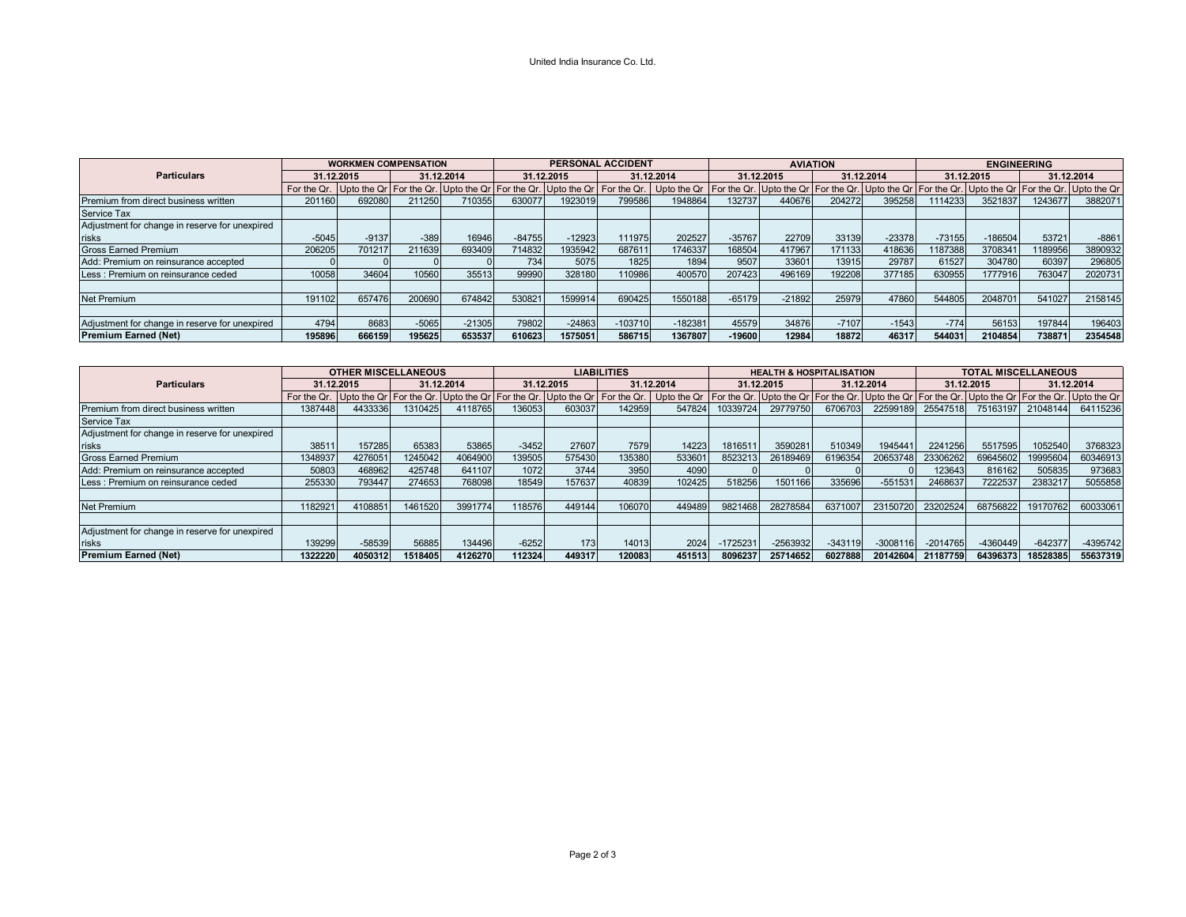United India Insurance Co. Ltd.

| Particulars | WORKMEN COMPENSATION | | | | PERSONAL ACCIDENT | | | | AVIATION | | | | ENGINEERING | | | |
|---|---|---|---|---|---|---|---|---|---|---|---|---|---|---|---|---|
| | 31.12.2015 | | 31.12.2014 | | 31.12.2015 | | 31.12.2014 | | 31.12.2015 | | 31.12.2014 | | 31.12.2015 | | 31.12.2014 | |
| | For the Qr. | Upto the Qr | For the Qr. | Upto the Qr | For the Qr. | Upto the Qr | For the Qr. | Upto the Qr | For the Qr. | Upto the Qr | For the Qr. | Upto the Qr | For the Qr. | Upto the Qr | For the Qr. | Upto the Qr |
| Premium from direct business written | 201160 | 692080 | 211250 | 710355 | 630077 | 1923019 | 799586 | 1948864 | 132737 | 440676 | 204272 | 395258 | 1114233 | 3521837 | 1243677 | 3882071 |
| Service Tax | | | | | | | | | | | | | | | | |
| Adjustment for change in reserve for unexpired risks | -5045 | -9137 | -389 | 16946 | -84755 | -12923 | 111975 | 202527 | -35767 | 22709 | 33139 | -23378 | -73155 | -186504 | 53721 | -8861 |
| Gross Earned Premium | 206205 | 701217 | 211639 | 693409 | 714832 | 1935942 | 687611 | 1746337 | 168504 | 417967 | 171133 | 418636 | 1187388 | 3708341 | 1189956 | 3890932 |
| Add: Premium on reinsurance accepted | 0 | 0 | 0 | 0 | 734 | 5075 | 1825 | 1894 | 9507 | 33601 | 13915 | 29787 | 61527 | 304780 | 60397 | 296805 |
| Less : Premium on reinsurance ceded | 10058 | 34604 | 10560 | 35513 | 99990 | 328180 | 110986 | 400570 | 207423 | 496169 | 192208 | 377185 | 630955 | 1777916 | 763047 | 2020731 |
| | | | | | | | | | | | | | | | | |
| Net Premium | 191102 | 657476 | 200690 | 674842 | 530821 | 1599914 | 690425 | 1550188 | -65179 | -21892 | 25979 | 47860 | 544805 | 2048701 | 541027 | 2158145 |
| | | | | | | | | | | | | | | | | |
| Adjustment for change in reserve for unexpired | 4794 | 8683 | -5065 | -21305 | 79802 | -24863 | -103710 | -182381 | 45579 | 34876 | -7107 | -1543 | -774 | 56153 | 197844 | 196403 |
| **Premium Earned (Net)** | **195896** | **666159** | **195625** | **653537** | **610623** | **1575051** | **586715** | **1367807** | **-19600** | **12984** | **18872** | **46317** | **544031** | **2104854** | **738871** | **2354548** |

| Particulars | OTHER MISCELLANEOUS | | | | LIABILITIES | | | | HEALTH & HOSPITALISATION | | | | TOTAL MISCELLANEOUS | | | |
|---|---|---|---|---|---|---|---|---|---|---|---|---|---|---|---|---|
| | 31.12.2015 | | 31.12.2014 | | 31.12.2015 | | 31.12.2014 | | 31.12.2015 | | 31.12.2014 | | 31.12.2015 | | 31.12.2014 | |
| | For the Qr. | Upto the Qr | For the Qr. | Upto the Qr | For the Qr. | Upto the Qr | For the Qr. | Upto the Qr | For the Qr. | Upto the Qr | For the Qr. | Upto the Qr | For the Qr. | Upto the Qr | For the Qr. | Upto the Qr |
| Premium from direct business written | 1387448 | 4433336 | 1310425 | 4118765 | 136053 | 603037 | 142959 | 547824 | 10339724 | 29779750 | 6706703 | 22599189 | 25547518 | 75163197 | 21048144 | 64115236 |
| Service Tax | | | | | | | | | | | | | | | | |
| Adjustment for change in reserve for unexpired risks | 38511 | 157285 | 65383 | 53865 | -3452 | 27607 | 7579 | 14223 | 1816511 | 3590281 | 510349 | 1945441 | 2241256 | 5517595 | 1052540 | 3768323 |
| Gross Earned Premium | 1348937 | 4276051 | 1245042 | 4064900 | 139505 | 575430 | 135380 | 533601 | 8523213 | 26189469 | 6196354 | 20653748 | 23306262 | 69645602 | 19995604 | 60346913 |
| Add: Premium on reinsurance accepted | 50803 | 468962 | 425748 | 641107 | 1072 | 3744 | 3950 | 4090 | 0 | 0 | 0 | 0 | 123643 | 816162 | 505835 | 973683 |
| Less : Premium on reinsurance ceded | 255330 | 793447 | 274653 | 768098 | 18549 | 157637 | 40839 | 102425 | 518256 | 1501166 | 335696 | -551531 | 2468637 | 7222537 | 2383217 | 5055858 |
| | | | | | | | | | | | | | | | | |
| Net Premium | 1182921 | 4108851 | 1461520 | 3991774 | 118576 | 449144 | 106070 | 449489 | 9821468 | 28278584 | 6371007 | 23150720 | 23202524 | 68756822 | 19170762 | 60033061 |
| | | | | | | | | | | | | | | | | |
| Adjustment for change in reserve for unexpired risks | 139299 | -58539 | 56885 | 134496 | -6252 | 173 | 14013 | 2024 | -1725231 | -2563932 | -343119 | -3008116 | -2014765 | -4360449 | -642377 | -4395742 |
| **Premium Earned (Net)** | **1322220** | **4050312** | **1518405** | **4126270** | **112324** | **449317** | **120083** | **451513** | **8096237** | **25714652** | **6027888** | **20142604** | **21187759** | **64396373** | **18528385** | **55637319** |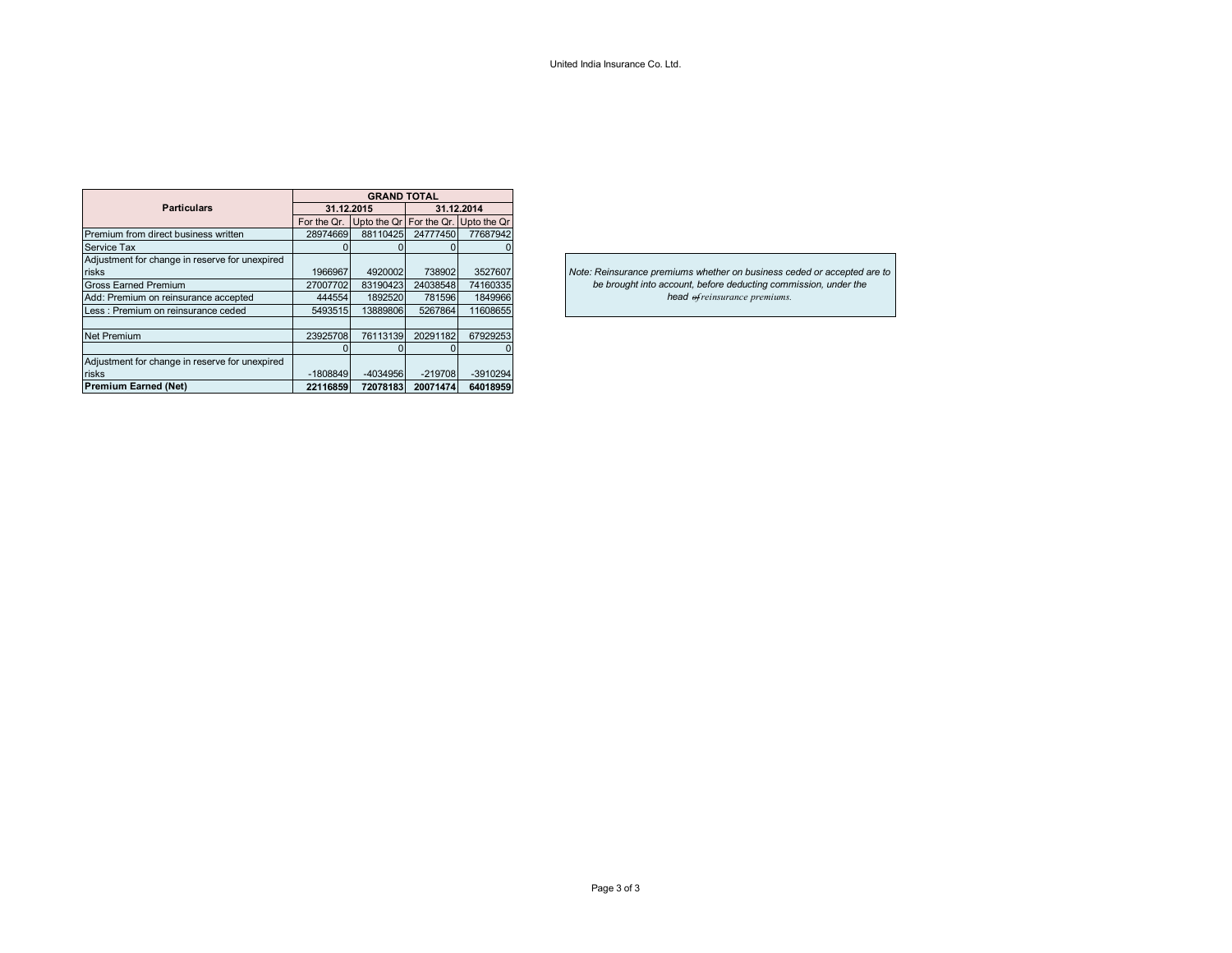| Particulars | GRAND TOTAL | | | |
|---|---|---|---|---|
| | 31.12.2015 | | 31.12.2014 | |
| | For the Qr. | Upto the Qr | For the Qr. | Upto the Qr |
| Premium from direct business written | 28974669 | 88110425 | 24777450 | 77687942 |
| Service Tax | 0 | 0 | 0 | 0 |
| Adjustment for change in reserve for unexpired risks | 1966967 | 4920002 | 738902 | 3527607 |
| Gross Earned Premium | 27007702 | 83190423 | 24038548 | 74160335 |
| Add: Premium on reinsurance accepted | 444554 | 1892520 | 781596 | 1849966 |
| Less : Premium on reinsurance ceded | 5493515 | 13889806 | 5267864 | 11608655 |
| | | | | |
| Net Premium | 23925708 | 76113139 | 20291182 | 67929253 |
| | 0 | 0 | 0 | 0 |
| Adjustment for change in reserve for unexpired risks | -1808849 | -4034956 | -219708 | -3910294 |
| **Premium Earned (Net)** | **22116859** | **72078183** | **20071474** | **64018959** |

*Note: Reinsurance premiums whether on business ceded or accepted are to be brought into account, before deducting commission, under the head ~~of~~ reinsurance premiums.*